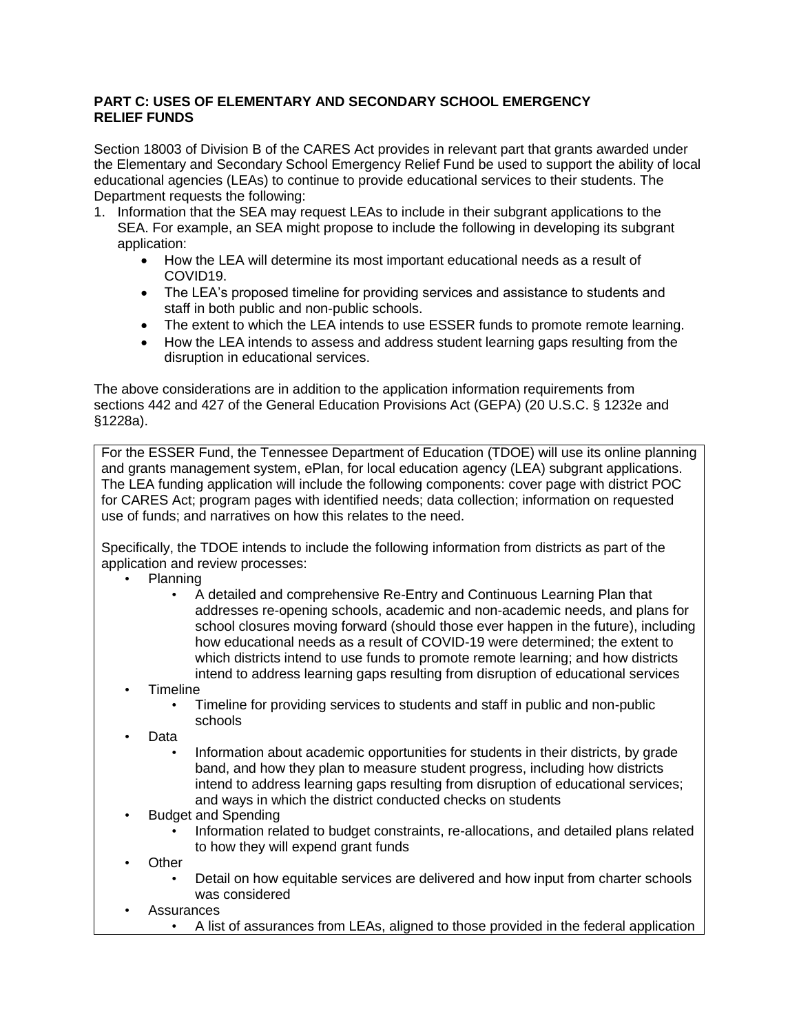**PART C: USES OF ELEMENTARY AND SECONDARY SCHOOL EMERGENCY RELIEF FUNDS**

Section 18003 of Division B of the CARES Act provides in relevant part that grants awarded under the Elementary and Secondary School Emergency Relief Fund be used to support the ability of local educational agencies (LEAs) to continue to provide educational services to their students. The Department requests the following:

1. Information that the SEA may request LEAs to include in their subgrant applications to the SEA. For example, an SEA might propose to include the following in developing its subgrant application:
   - How the LEA will determine its most important educational needs as a result of COVID19.
   - The LEA's proposed timeline for providing services and assistance to students and staff in both public and non-public schools.
   - The extent to which the LEA intends to use ESSER funds to promote remote learning.
   - How the LEA intends to assess and address student learning gaps resulting from the disruption in educational services.

The above considerations are in addition to the application information requirements from sections 442 and 427 of the General Education Provisions Act (GEPA) (20 U.S.C. § 1232e and §1228a).

For the ESSER Fund, the Tennessee Department of Education (TDOE) will use its online planning and grants management system, ePlan, for local education agency (LEA) subgrant applications. The LEA funding application will include the following components: cover page with district POC for CARES Act; program pages with identified needs; data collection; information on requested use of funds; and narratives on how this relates to the need.

Specifically, the TDOE intends to include the following information from districts as part of the application and review processes:

- Planning
  - A detailed and comprehensive Re-Entry and Continuous Learning Plan that addresses re-opening schools, academic and non-academic needs, and plans for school closures moving forward (should those ever happen in the future), including how educational needs as a result of COVID-19 were determined; the extent to which districts intend to use funds to promote remote learning; and how districts intend to address learning gaps resulting from disruption of educational services
- Timeline
  - Timeline for providing services to students and staff in public and non-public schools
- Data
  - Information about academic opportunities for students in their districts, by grade band, and how they plan to measure student progress, including how districts intend to address learning gaps resulting from disruption of educational services; and ways in which the district conducted checks on students
- Budget and Spending
  - Information related to budget constraints, re-allocations, and detailed plans related to how they will expend grant funds
- Other
  - Detail on how equitable services are delivered and how input from charter schools was considered
- Assurances
  - A list of assurances from LEAs, aligned to those provided in the federal application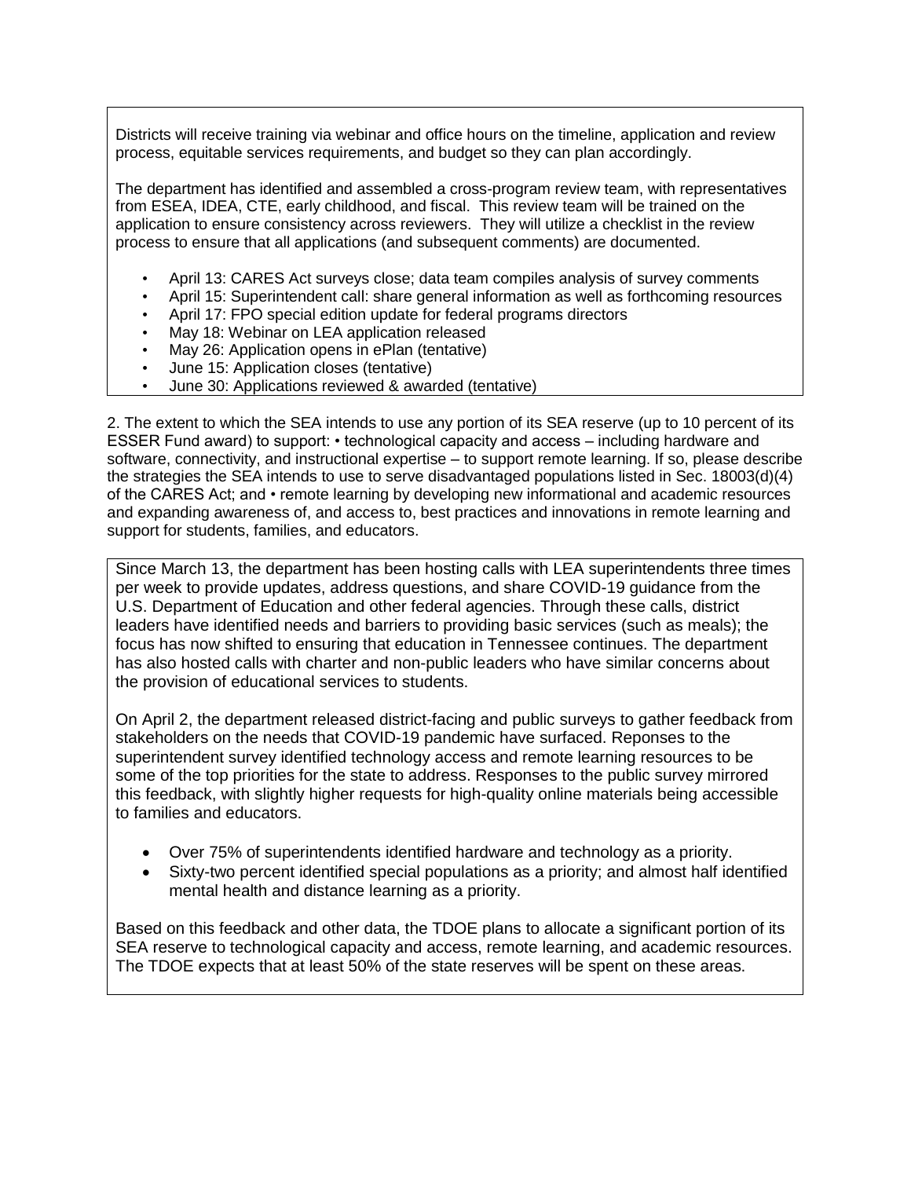Districts will receive training via webinar and office hours on the timeline, application and review process, equitable services requirements, and budget so they can plan accordingly.

The department has identified and assembled a cross-program review team, with representatives from ESEA, IDEA, CTE, early childhood, and fiscal. This review team will be trained on the application to ensure consistency across reviewers. They will utilize a checklist in the review process to ensure that all applications (and subsequent comments) are documented.

- April 13: CARES Act surveys close; data team compiles analysis of survey comments
- April 15: Superintendent call: share general information as well as forthcoming resources
- April 17: FPO special edition update for federal programs directors
- May 18: Webinar on LEA application released
- May 26: Application opens in ePlan (tentative)
- June 15: Application closes (tentative)
- June 30: Applications reviewed & awarded (tentative)

2. The extent to which the SEA intends to use any portion of its SEA reserve (up to 10 percent of its ESSER Fund award) to support: • technological capacity and access – including hardware and software, connectivity, and instructional expertise – to support remote learning. If so, please describe the strategies the SEA intends to use to serve disadvantaged populations listed in Sec. 18003(d)(4) of the CARES Act; and • remote learning by developing new informational and academic resources and expanding awareness of, and access to, best practices and innovations in remote learning and support for students, families, and educators.

Since March 13, the department has been hosting calls with LEA superintendents three times per week to provide updates, address questions, and share COVID-19 guidance from the U.S. Department of Education and other federal agencies. Through these calls, district leaders have identified needs and barriers to providing basic services (such as meals); the focus has now shifted to ensuring that education in Tennessee continues. The department has also hosted calls with charter and non-public leaders who have similar concerns about the provision of educational services to students.

On April 2, the department released district-facing and public surveys to gather feedback from stakeholders on the needs that COVID-19 pandemic have surfaced. Reponses to the superintendent survey identified technology access and remote learning resources to be some of the top priorities for the state to address. Responses to the public survey mirrored this feedback, with slightly higher requests for high-quality online materials being accessible to families and educators.

- Over 75% of superintendents identified hardware and technology as a priority.
- Sixty-two percent identified special populations as a priority; and almost half identified mental health and distance learning as a priority.

Based on this feedback and other data, the TDOE plans to allocate a significant portion of its SEA reserve to technological capacity and access, remote learning, and academic resources. The TDOE expects that at least 50% of the state reserves will be spent on these areas.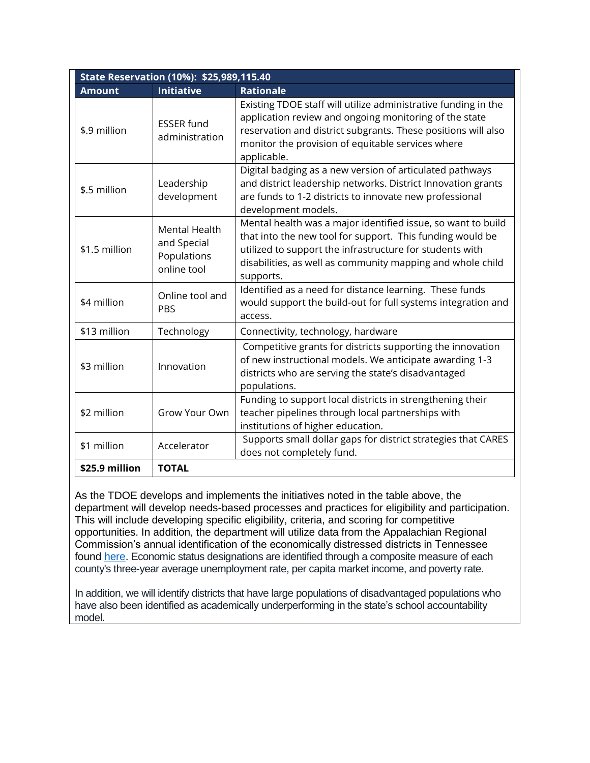| State Reservation (10%): $25,989,115.40 | | |
|---|---|---|
| **Amount** | **Initiative** | **Rationale** |
| $.9 million | ESSER fund administration | Existing TDOE staff will utilize administrative funding in the application review and ongoing monitoring of the state reservation and district subgrants. These positions will also monitor the provision of equitable services where applicable. |
| $.5 million | Leadership development | Digital badging as a new version of articulated pathways and district leadership networks. District Innovation grants are funds to 1-2 districts to innovate new professional development models. |
| $1.5 million | Mental Health and Special Populations online tool | Mental health was a major identified issue, so want to build that into the new tool for support. This funding would be utilized to support the infrastructure for students with disabilities, as well as community mapping and whole child supports. |
| $4 million | Online tool and PBS | Identified as a need for distance learning. These funds would support the build-out for full systems integration and access. |
| $13 million | Technology | Connectivity, technology, hardware |
| $3 million | Innovation | Competitive grants for districts supporting the innovation of new instructional models. We anticipate awarding 1-3 districts who are serving the state's disadvantaged populations. |
| $2 million | Grow Your Own | Funding to support local districts in strengthening their teacher pipelines through local partnerships with institutions of higher education. |
| $1 million | Accelerator | Supports small dollar gaps for district strategies that CARES does not completely fund. |
| **$25.9 million** | **TOTAL** | |

As the TDOE develops and implements the initiatives noted in the table above, the department will develop needs-based processes and practices for eligibility and participation. This will include developing specific eligibility, criteria, and scoring for competitive opportunities. In addition, the department will utilize data from the Appalachian Regional Commission's annual identification of the economically distressed districts in Tennessee found here. Economic status designations are identified through a composite measure of each county's three-year average unemployment rate, per capita market income, and poverty rate.

In addition, we will identify districts that have large populations of disadvantaged populations who have also been identified as academically underperforming in the state's school accountability model.